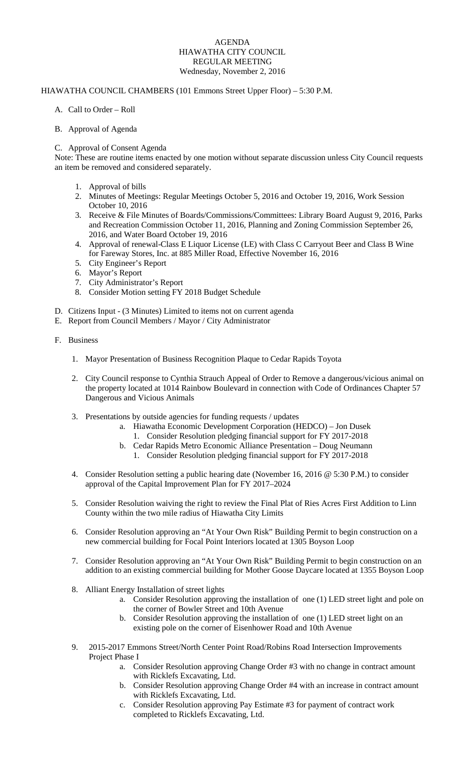# AGENDA
## HIAWATHA CITY COUNCIL
## REGULAR MEETING
### Wednesday, November 2, 2016

HIAWATHA COUNCIL CHAMBERS (101 Emmons Street Upper Floor) – 5:30 P.M.

A. Call to Order – Roll

B. Approval of Agenda

C. Approval of Consent Agenda

Note: These are routine items enacted by one motion without separate discussion unless City Council requests an item be removed and considered separately.

1. Approval of bills
2. Minutes of Meetings: Regular Meetings October 5, 2016 and October 19, 2016, Work Session October 10, 2016
3. Receive & File Minutes of Boards/Commissions/Committees: Library Board August 9, 2016, Parks and Recreation Commission October 11, 2016, Planning and Zoning Commission September 26, 2016, and Water Board October 19, 2016
4. Approval of renewal-Class E Liquor License (LE) with Class C Carryout Beer and Class B Wine for Fareway Stores, Inc. at 885 Miller Road, Effective November 16, 2016
5. City Engineer's Report
6. Mayor's Report
7. City Administrator's Report
8. Consider Motion setting FY 2018 Budget Schedule

D. Citizens Input - (3 Minutes) Limited to items not on current agenda

E. Report from Council Members / Mayor / City Administrator

F. Business

1. Mayor Presentation of Business Recognition Plaque to Cedar Rapids Toyota

2. City Council response to Cynthia Strauch Appeal of Order to Remove a dangerous/vicious animal on the property located at 1014 Rainbow Boulevard in connection with Code of Ordinances Chapter 57 Dangerous and Vicious Animals

3. Presentations by outside agencies for funding requests / updates
   a. Hiawatha Economic Development Corporation (HEDCO) – Jon Dusek
      1. Consider Resolution pledging financial support for FY 2017-2018
   b. Cedar Rapids Metro Economic Alliance Presentation – Doug Neumann
      1. Consider Resolution pledging financial support for FY 2017-2018

4. Consider Resolution setting a public hearing date (November 16, 2016 @ 5:30 P.M.) to consider approval of the Capital Improvement Plan for FY 2017–2024

5. Consider Resolution waiving the right to review the Final Plat of Ries Acres First Addition to Linn County within the two mile radius of Hiawatha City Limits

6. Consider Resolution approving an "At Your Own Risk" Building Permit to begin construction on a new commercial building for Focal Point Interiors located at 1305 Boyson Loop

7. Consider Resolution approving an "At Your Own Risk" Building Permit to begin construction on an addition to an existing commercial building for Mother Goose Daycare located at 1355 Boyson Loop

8. Alliant Energy Installation of street lights
   a. Consider Resolution approving the installation of one (1) LED street light and pole on the corner of Bowler Street and 10th Avenue
   b. Consider Resolution approving the installation of one (1) LED street light on an existing pole on the corner of Eisenhower Road and 10th Avenue

9. 2015-2017 Emmons Street/North Center Point Road/Robins Road Intersection Improvements Project Phase I
   a. Consider Resolution approving Change Order #3 with no change in contract amount with Ricklefs Excavating, Ltd.
   b. Consider Resolution approving Change Order #4 with an increase in contract amount with Ricklefs Excavating, Ltd.
   c. Consider Resolution approving Pay Estimate #3 for payment of contract work completed to Ricklefs Excavating, Ltd.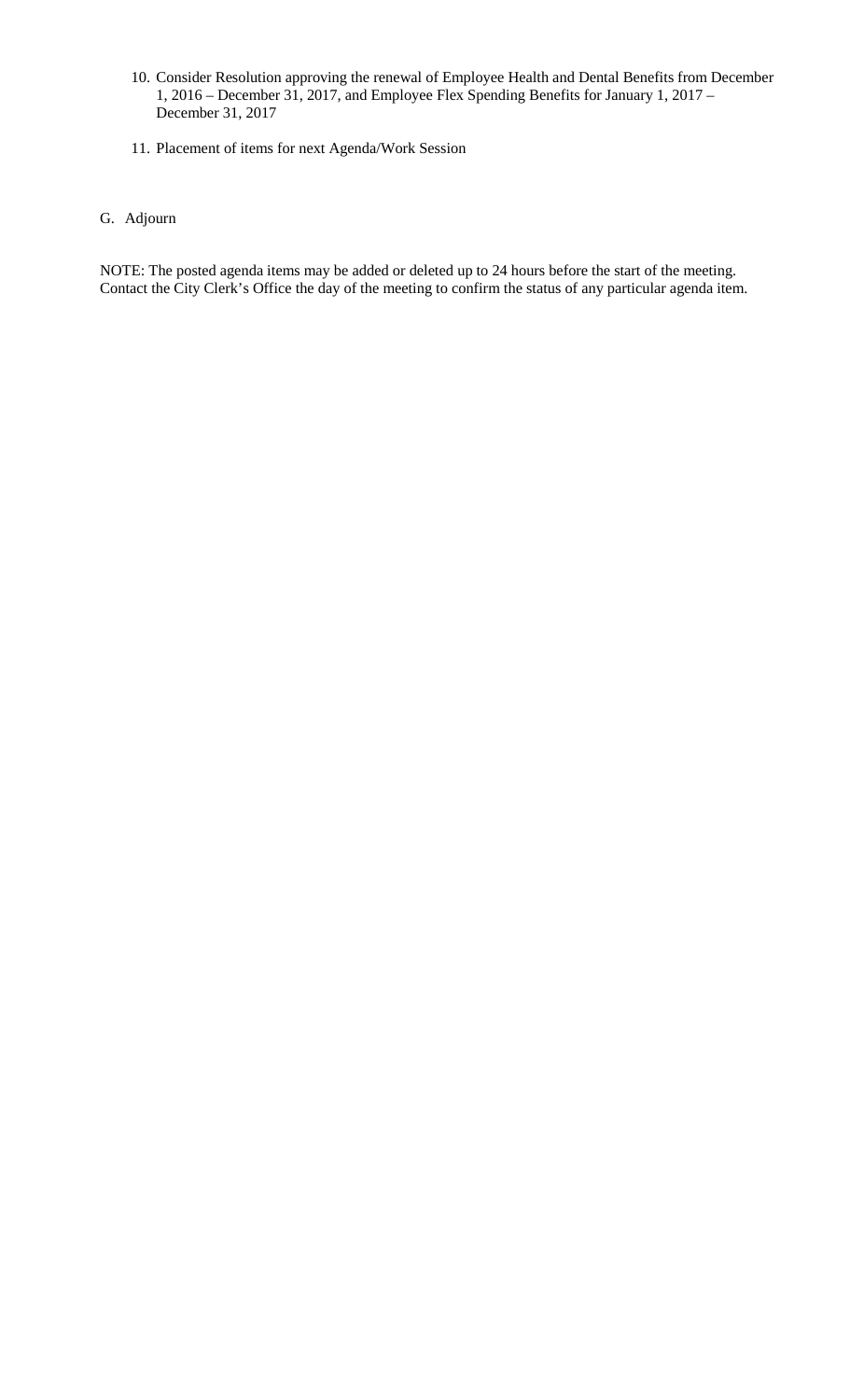10. Consider Resolution approving the renewal of Employee Health and Dental Benefits from December 1, 2016 – December 31, 2017, and Employee Flex Spending Benefits for January 1, 2017 – December 31, 2017

11. Placement of items for next Agenda/Work Session

G. Adjourn

NOTE: The posted agenda items may be added or deleted up to 24 hours before the start of the meeting. Contact the City Clerk's Office the day of the meeting to confirm the status of any particular agenda item.